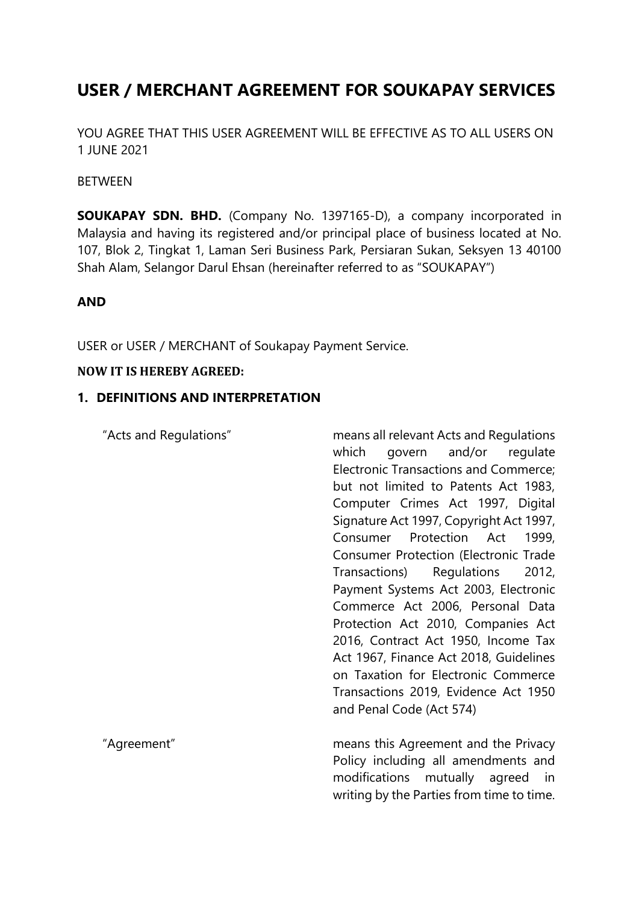# USER / MERCHANT AGREEMENT FOR SOUKAPAY SERVICES

YOU AGREE THAT THIS USER AGREEMENT WILL BE EFFECTIVE AS TO ALL USERS ON 1 JUNE 2021

BETWEEN

**SOUKAPAY SDN. BHD.** (Company No. 1397165-D), a company incorporated in Malaysia and having its registered and/or principal place of business located at No. 107, Blok 2, Tingkat 1, Laman Seri Business Park, Persiaran Sukan, Seksyen 13 40100 Shah Alam, Selangor Darul Ehsan (hereinafter referred to as "SOUKAPAY")

**AND**

USER or USER / MERCHANT of Soukapay Payment Service.

**NOW IT IS HEREBY AGREED:**

## 1. DEFINITIONS AND INTERPRETATION

| | |
|---|---|
| "Acts and Regulations" | means all relevant Acts and Regulations which govern and/or regulate Electronic Transactions and Commerce; but not limited to Patents Act 1983, Computer Crimes Act 1997, Digital Signature Act 1997, Copyright Act 1997, Consumer Protection Act 1999, Consumer Protection (Electronic Trade Transactions) Regulations 2012, Payment Systems Act 2003, Electronic Commerce Act 2006, Personal Data Protection Act 2010, Companies Act 2016, Contract Act 1950, Income Tax Act 1967, Finance Act 2018, Guidelines on Taxation for Electronic Commerce Transactions 2019, Evidence Act 1950 and Penal Code (Act 574) |
| "Agreement" | means this Agreement and the Privacy Policy including all amendments and modifications mutually agreed in writing by the Parties from time to time. |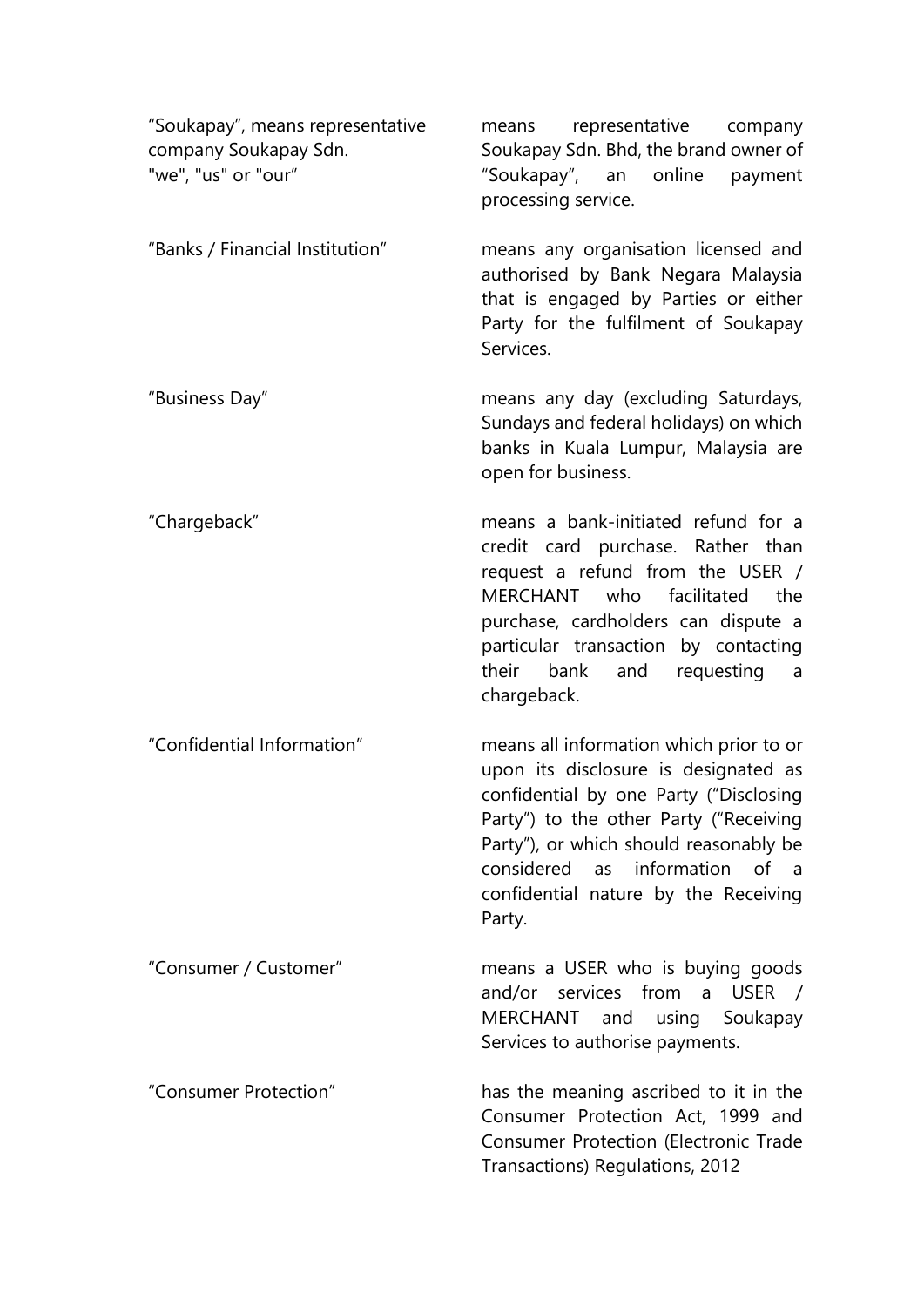| | |
|---|---|
| "Soukapay", means representative company Soukapay Sdn. "we", "us" or "our" | means representative company Soukapay Sdn. Bhd, the brand owner of "Soukapay", an online payment processing service. |
| "Banks / Financial Institution" | means any organisation licensed and authorised by Bank Negara Malaysia that is engaged by Parties or either Party for the fulfilment of Soukapay Services. |
| "Business Day" | means any day (excluding Saturdays, Sundays and federal holidays) on which banks in Kuala Lumpur, Malaysia are open for business. |
| "Chargeback" | means a bank-initiated refund for a credit card purchase. Rather than request a refund from the USER / MERCHANT who facilitated the purchase, cardholders can dispute a particular transaction by contacting their bank and requesting a chargeback. |
| "Confidential Information" | means all information which prior to or upon its disclosure is designated as confidential by one Party ("Disclosing Party") to the other Party ("Receiving Party"), or which should reasonably be considered as information of a confidential nature by the Receiving Party. |
| "Consumer / Customer" | means a USER who is buying goods and/or services from a USER / MERCHANT and using Soukapay Services to authorise payments. |
| "Consumer Protection" | has the meaning ascribed to it in the Consumer Protection Act, 1999 and Consumer Protection (Electronic Trade Transactions) Regulations, 2012 |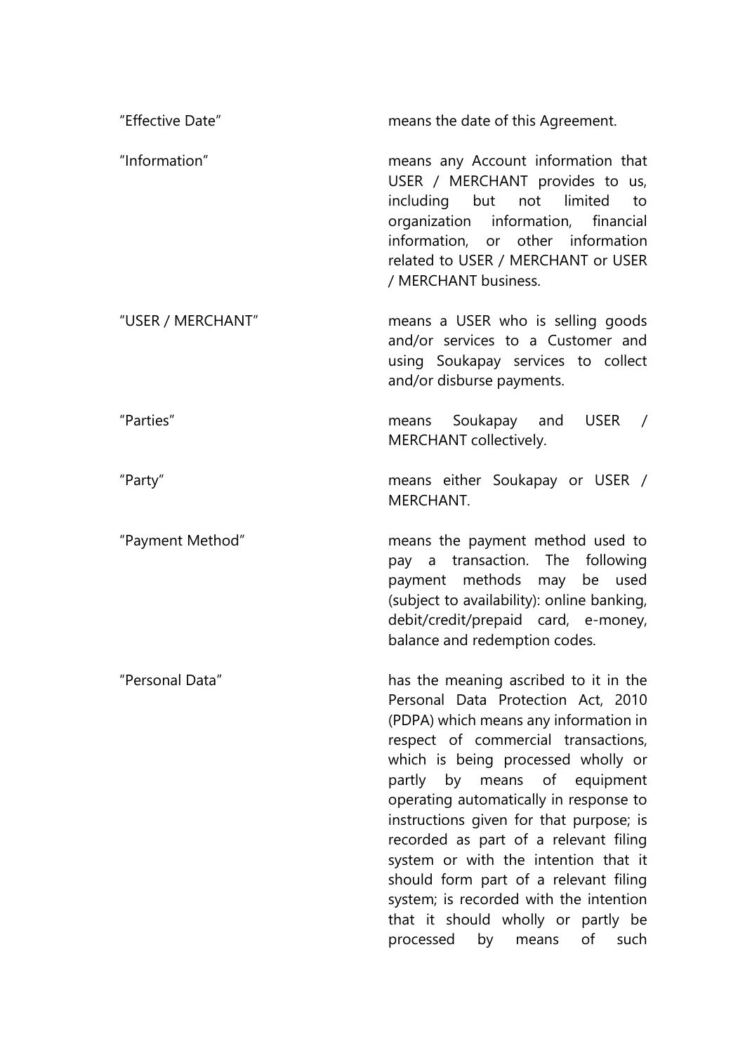| | |
|---|---|
| “Effective Date” | means the date of this Agreement. |
| “Information” | means any Account information that USER / MERCHANT provides to us, including but not limited to organization information, financial information, or other information related to USER / MERCHANT or USER / MERCHANT business. |
| “USER / MERCHANT” | means a USER who is selling goods and/or services to a Customer and using Soukapay services to collect and/or disburse payments. |
| “Parties” | means Soukapay and USER / MERCHANT collectively. |
| “Party” | means either Soukapay or USER / MERCHANT. |
| “Payment Method” | means the payment method used to pay a transaction. The following payment methods may be used (subject to availability): online banking, debit/credit/prepaid card, e-money, balance and redemption codes. |
| “Personal Data” | has the meaning ascribed to it in the Personal Data Protection Act, 2010 (PDPA) which means any information in respect of commercial transactions, which is being processed wholly or partly by means of equipment operating automatically in response to instructions given for that purpose; is recorded as part of a relevant filing system or with the intention that it should form part of a relevant filing system; is recorded with the intention that it should wholly or partly be processed by means of such |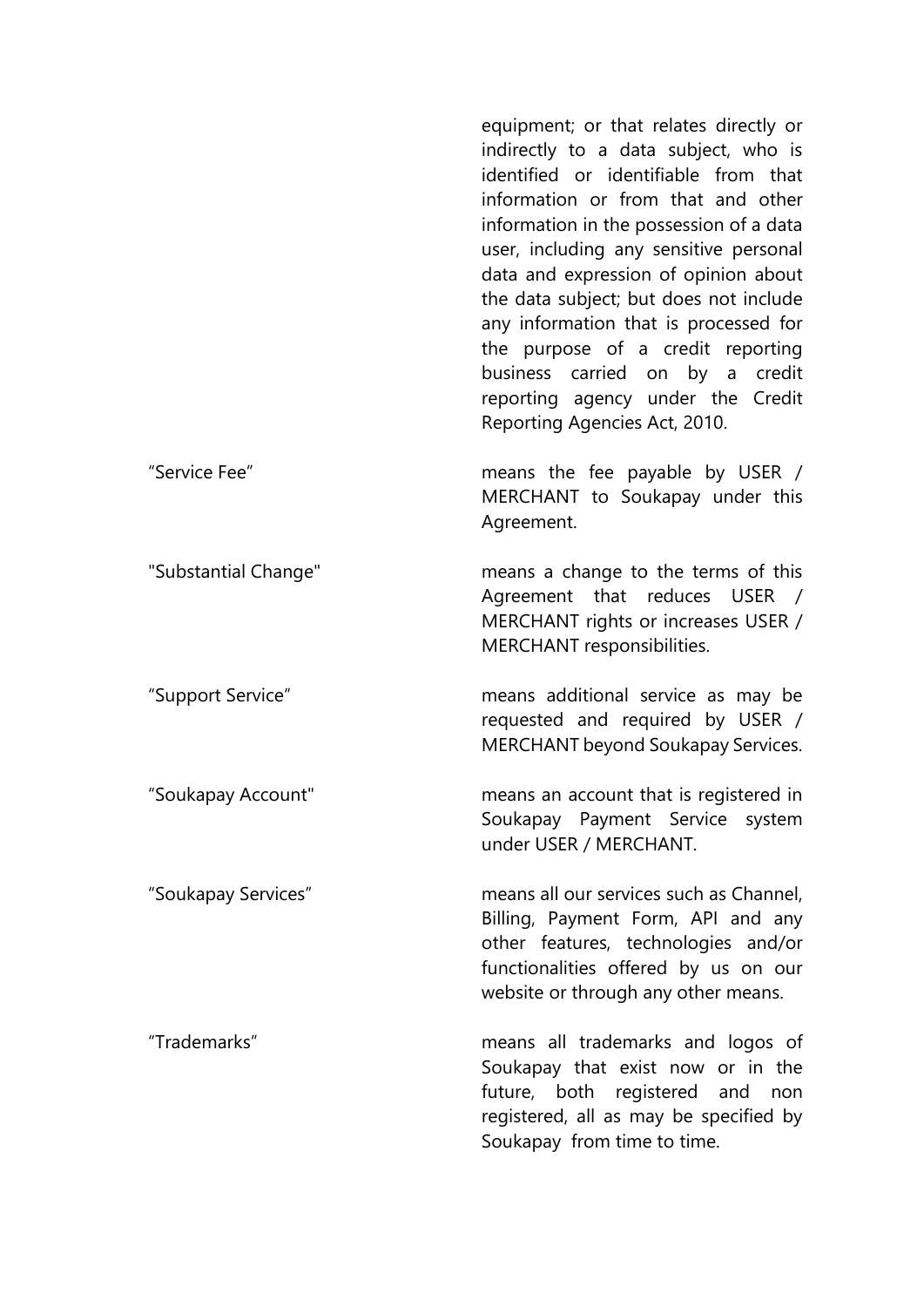| | |
|---|---|
| | equipment; or that relates directly or indirectly to a data subject, who is identified or identifiable from that information or from that and other information in the possession of a data user, including any sensitive personal data and expression of opinion about the data subject; but does not include any information that is processed for the purpose of a credit reporting business carried on by a credit reporting agency under the Credit Reporting Agencies Act, 2010. |
| "Service Fee" | means the fee payable by USER / MERCHANT to Soukapay under this Agreement. |
| "Substantial Change" | means a change to the terms of this Agreement that reduces USER / MERCHANT rights or increases USER / MERCHANT responsibilities. |
| "Support Service" | means additional service as may be requested and required by USER / MERCHANT beyond Soukapay Services. |
| "Soukapay Account" | means an account that is registered in Soukapay Payment Service system under USER / MERCHANT. |
| "Soukapay Services" | means all our services such as Channel, Billing, Payment Form, API and any other features, technologies and/or functionalities offered by us on our website or through any other means. |
| "Trademarks" | means all trademarks and logos of Soukapay that exist now or in the future, both registered and non registered, all as may be specified by Soukapay from time to time. |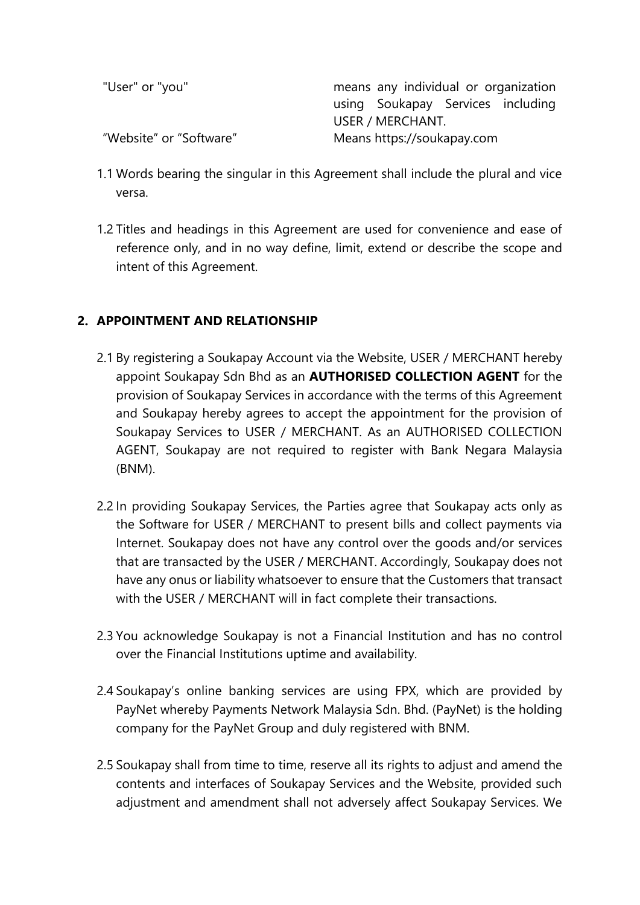| | |
|---|---|
| "User" or "you" | means any individual or organization using Soukapay Services including USER / MERCHANT. |
| “Website” or “Software” | Means https://soukapay.com |

1.1 Words bearing the singular in this Agreement shall include the plural and vice versa.

1.2 Titles and headings in this Agreement are used for convenience and ease of reference only, and in no way define, limit, extend or describe the scope and intent of this Agreement.

## 2. APPOINTMENT AND RELATIONSHIP

2.1 By registering a Soukapay Account via the Website, USER / MERCHANT hereby appoint Soukapay Sdn Bhd as an **AUTHORISED COLLECTION AGENT** for the provision of Soukapay Services in accordance with the terms of this Agreement and Soukapay hereby agrees to accept the appointment for the provision of Soukapay Services to USER / MERCHANT. As an AUTHORISED COLLECTION AGENT, Soukapay are not required to register with Bank Negara Malaysia (BNM).

2.2 In providing Soukapay Services, the Parties agree that Soukapay acts only as the Software for USER / MERCHANT to present bills and collect payments via Internet. Soukapay does not have any control over the goods and/or services that are transacted by the USER / MERCHANT. Accordingly, Soukapay does not have any onus or liability whatsoever to ensure that the Customers that transact with the USER / MERCHANT will in fact complete their transactions.

2.3 You acknowledge Soukapay is not a Financial Institution and has no control over the Financial Institutions uptime and availability.

2.4 Soukapay’s online banking services are using FPX, which are provided by PayNet whereby Payments Network Malaysia Sdn. Bhd. (PayNet) is the holding company for the PayNet Group and duly registered with BNM.

2.5 Soukapay shall from time to time, reserve all its rights to adjust and amend the contents and interfaces of Soukapay Services and the Website, provided such adjustment and amendment shall not adversely affect Soukapay Services. We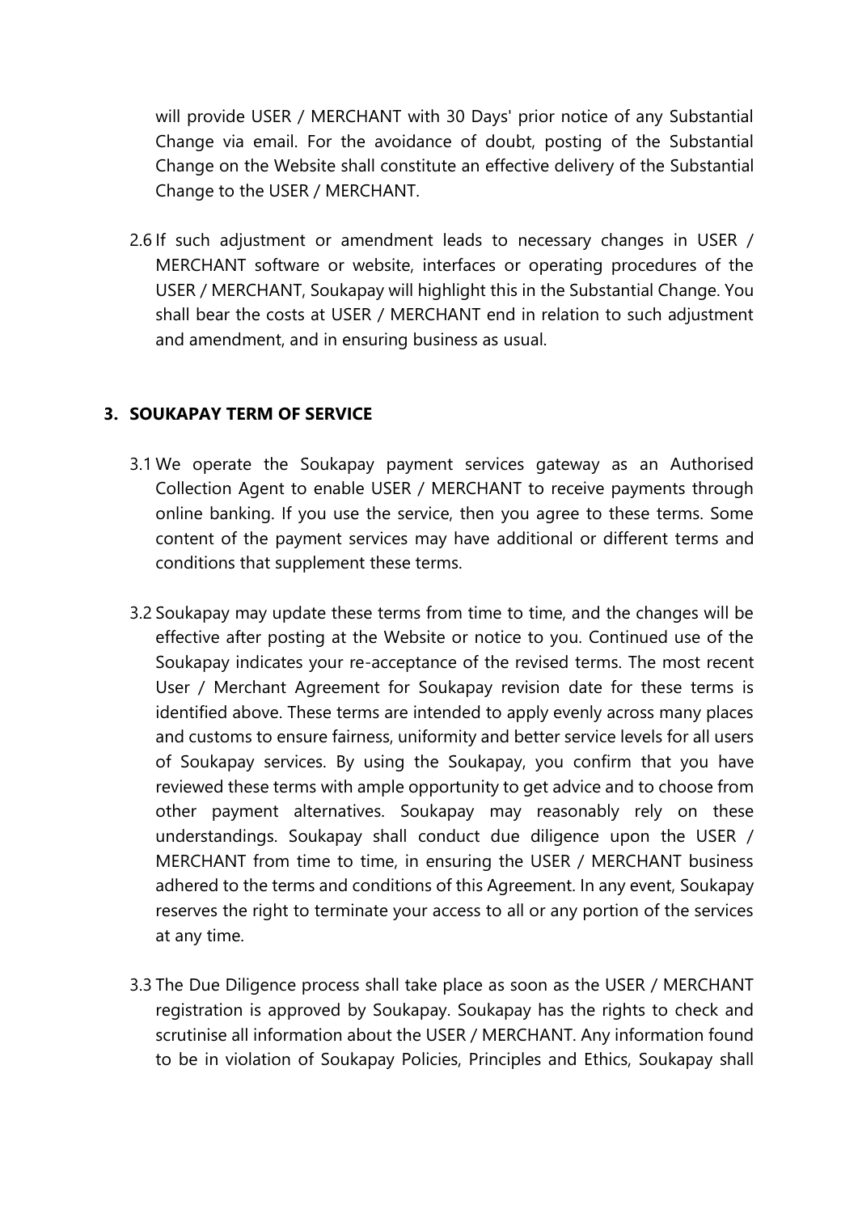will provide USER / MERCHANT with 30 Days' prior notice of any Substantial Change via email. For the avoidance of doubt, posting of the Substantial Change on the Website shall constitute an effective delivery of the Substantial Change to the USER / MERCHANT.

2.6 If such adjustment or amendment leads to necessary changes in USER / MERCHANT software or website, interfaces or operating procedures of the USER / MERCHANT, Soukapay will highlight this in the Substantial Change. You shall bear the costs at USER / MERCHANT end in relation to such adjustment and amendment, and in ensuring business as usual.

## 3. SOUKAPAY TERM OF SERVICE

3.1 We operate the Soukapay payment services gateway as an Authorised Collection Agent to enable USER / MERCHANT to receive payments through online banking. If you use the service, then you agree to these terms. Some content of the payment services may have additional or different terms and conditions that supplement these terms.

3.2 Soukapay may update these terms from time to time, and the changes will be effective after posting at the Website or notice to you. Continued use of the Soukapay indicates your re-acceptance of the revised terms. The most recent User / Merchant Agreement for Soukapay revision date for these terms is identified above. These terms are intended to apply evenly across many places and customs to ensure fairness, uniformity and better service levels for all users of Soukapay services. By using the Soukapay, you confirm that you have reviewed these terms with ample opportunity to get advice and to choose from other payment alternatives. Soukapay may reasonably rely on these understandings. Soukapay shall conduct due diligence upon the USER / MERCHANT from time to time, in ensuring the USER / MERCHANT business adhered to the terms and conditions of this Agreement. In any event, Soukapay reserves the right to terminate your access to all or any portion of the services at any time.

3.3 The Due Diligence process shall take place as soon as the USER / MERCHANT registration is approved by Soukapay. Soukapay has the rights to check and scrutinise all information about the USER / MERCHANT. Any information found to be in violation of Soukapay Policies, Principles and Ethics, Soukapay shall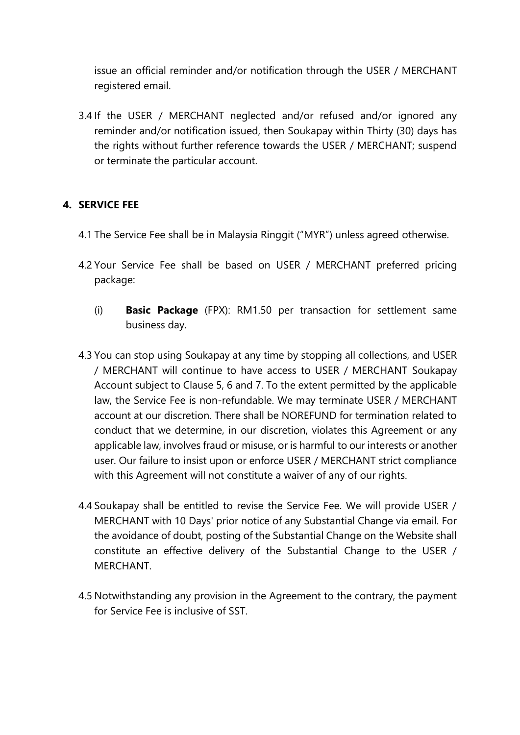issue an official reminder and/or notification through the USER / MERCHANT registered email.

3.4 If the USER / MERCHANT neglected and/or refused and/or ignored any reminder and/or notification issued, then Soukapay within Thirty (30) days has the rights without further reference towards the USER / MERCHANT; suspend or terminate the particular account.

## 4. SERVICE FEE

4.1 The Service Fee shall be in Malaysia Ringgit (“MYR”) unless agreed otherwise.

4.2 Your Service Fee shall be based on USER / MERCHANT preferred pricing package:

(i) **Basic Package** (FPX): RM1.50 per transaction for settlement same business day.

4.3 You can stop using Soukapay at any time by stopping all collections, and USER / MERCHANT will continue to have access to USER / MERCHANT Soukapay Account subject to Clause 5, 6 and 7. To the extent permitted by the applicable law, the Service Fee is non-refundable. We may terminate USER / MERCHANT account at our discretion. There shall be NOREFUND for termination related to conduct that we determine, in our discretion, violates this Agreement or any applicable law, involves fraud or misuse, or is harmful to our interests or another user. Our failure to insist upon or enforce USER / MERCHANT strict compliance with this Agreement will not constitute a waiver of any of our rights.

4.4 Soukapay shall be entitled to revise the Service Fee. We will provide USER / MERCHANT with 10 Days' prior notice of any Substantial Change via email. For the avoidance of doubt, posting of the Substantial Change on the Website shall constitute an effective delivery of the Substantial Change to the USER / MERCHANT.

4.5 Notwithstanding any provision in the Agreement to the contrary, the payment for Service Fee is inclusive of SST.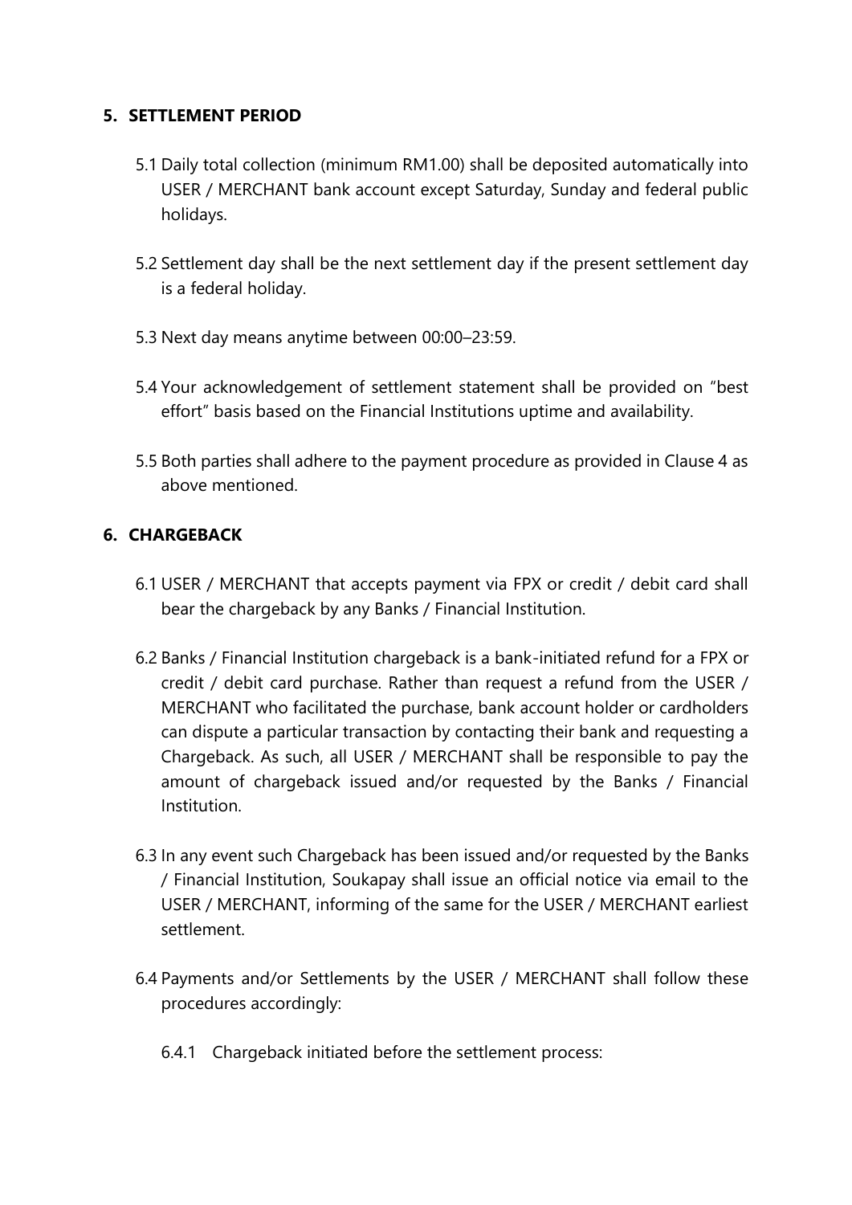## 5. SETTLEMENT PERIOD

5.1 Daily total collection (minimum RM1.00) shall be deposited automatically into USER / MERCHANT bank account except Saturday, Sunday and federal public holidays.

5.2 Settlement day shall be the next settlement day if the present settlement day is a federal holiday.

5.3 Next day means anytime between 00:00–23:59.

5.4 Your acknowledgement of settlement statement shall be provided on "best effort" basis based on the Financial Institutions uptime and availability.

5.5 Both parties shall adhere to the payment procedure as provided in Clause 4 as above mentioned.

## 6. CHARGEBACK

6.1 USER / MERCHANT that accepts payment via FPX or credit / debit card shall bear the chargeback by any Banks / Financial Institution.

6.2 Banks / Financial Institution chargeback is a bank-initiated refund for a FPX or credit / debit card purchase. Rather than request a refund from the USER / MERCHANT who facilitated the purchase, bank account holder or cardholders can dispute a particular transaction by contacting their bank and requesting a Chargeback. As such, all USER / MERCHANT shall be responsible to pay the amount of chargeback issued and/or requested by the Banks / Financial Institution.

6.3 In any event such Chargeback has been issued and/or requested by the Banks / Financial Institution, Soukapay shall issue an official notice via email to the USER / MERCHANT, informing of the same for the USER / MERCHANT earliest settlement.

6.4 Payments and/or Settlements by the USER / MERCHANT shall follow these procedures accordingly:

6.4.1 Chargeback initiated before the settlement process: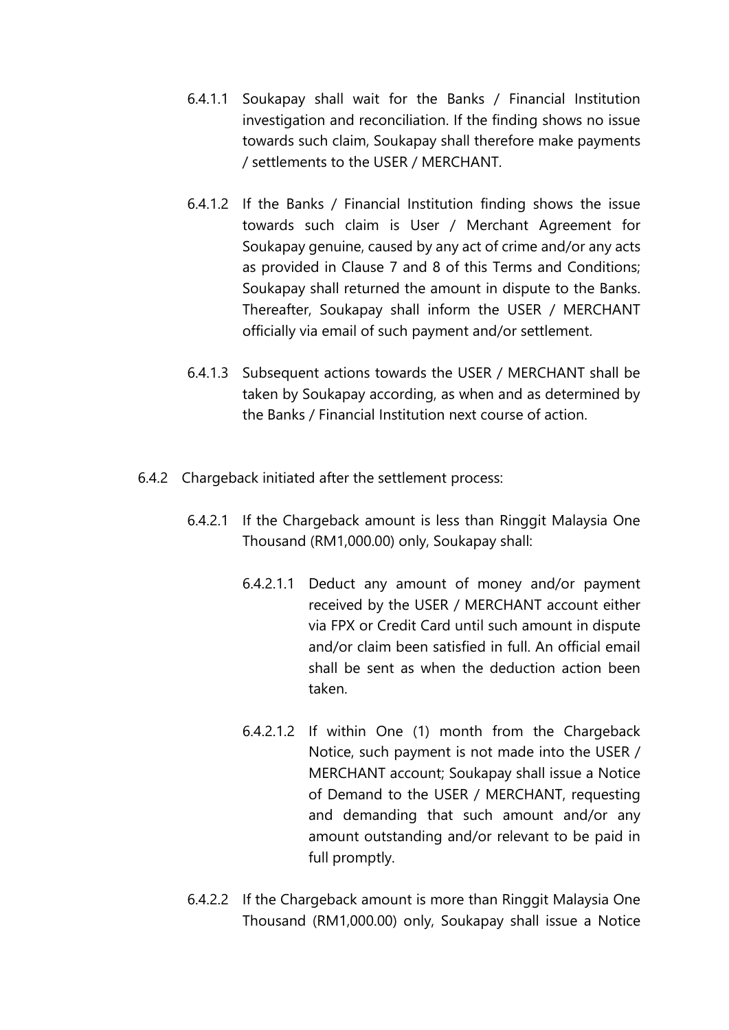6.4.1.1 Soukapay shall wait for the Banks / Financial Institution investigation and reconciliation. If the finding shows no issue towards such claim, Soukapay shall therefore make payments / settlements to the USER / MERCHANT.

6.4.1.2 If the Banks / Financial Institution finding shows the issue towards such claim is User / Merchant Agreement for Soukapay genuine, caused by any act of crime and/or any acts as provided in Clause 7 and 8 of this Terms and Conditions; Soukapay shall returned the amount in dispute to the Banks. Thereafter, Soukapay shall inform the USER / MERCHANT officially via email of such payment and/or settlement.

6.4.1.3 Subsequent actions towards the USER / MERCHANT shall be taken by Soukapay according, as when and as determined by the Banks / Financial Institution next course of action.

6.4.2 Chargeback initiated after the settlement process:

6.4.2.1 If the Chargeback amount is less than Ringgit Malaysia One Thousand (RM1,000.00) only, Soukapay shall:

6.4.2.1.1 Deduct any amount of money and/or payment received by the USER / MERCHANT account either via FPX or Credit Card until such amount in dispute and/or claim been satisfied in full. An official email shall be sent as when the deduction action been taken.

6.4.2.1.2 If within One (1) month from the Chargeback Notice, such payment is not made into the USER / MERCHANT account; Soukapay shall issue a Notice of Demand to the USER / MERCHANT, requesting and demanding that such amount and/or any amount outstanding and/or relevant to be paid in full promptly.

6.4.2.2 If the Chargeback amount is more than Ringgit Malaysia One Thousand (RM1,000.00) only, Soukapay shall issue a Notice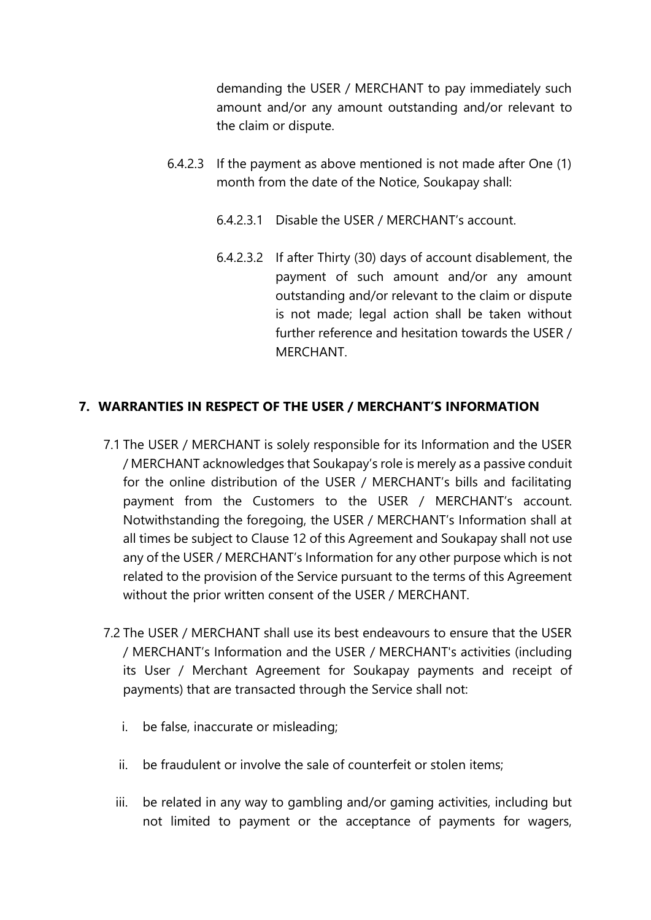demanding the USER / MERCHANT to pay immediately such amount and/or any amount outstanding and/or relevant to the claim or dispute.

6.4.2.3 If the payment as above mentioned is not made after One (1) month from the date of the Notice, Soukapay shall:

6.4.2.3.1 Disable the USER / MERCHANT's account.

6.4.2.3.2 If after Thirty (30) days of account disablement, the payment of such amount and/or any amount outstanding and/or relevant to the claim or dispute is not made; legal action shall be taken without further reference and hesitation towards the USER / MERCHANT.

## 7. WARRANTIES IN RESPECT OF THE USER / MERCHANT'S INFORMATION

7.1 The USER / MERCHANT is solely responsible for its Information and the USER / MERCHANT acknowledges that Soukapay's role is merely as a passive conduit for the online distribution of the USER / MERCHANT's bills and facilitating payment from the Customers to the USER / MERCHANT's account. Notwithstanding the foregoing, the USER / MERCHANT's Information shall at all times be subject to Clause 12 of this Agreement and Soukapay shall not use any of the USER / MERCHANT's Information for any other purpose which is not related to the provision of the Service pursuant to the terms of this Agreement without the prior written consent of the USER / MERCHANT.

7.2 The USER / MERCHANT shall use its best endeavours to ensure that the USER / MERCHANT's Information and the USER / MERCHANT's activities (including its User / Merchant Agreement for Soukapay payments and receipt of payments) that are transacted through the Service shall not:

i. be false, inaccurate or misleading;

ii. be fraudulent or involve the sale of counterfeit or stolen items;

iii. be related in any way to gambling and/or gaming activities, including but not limited to payment or the acceptance of payments for wagers,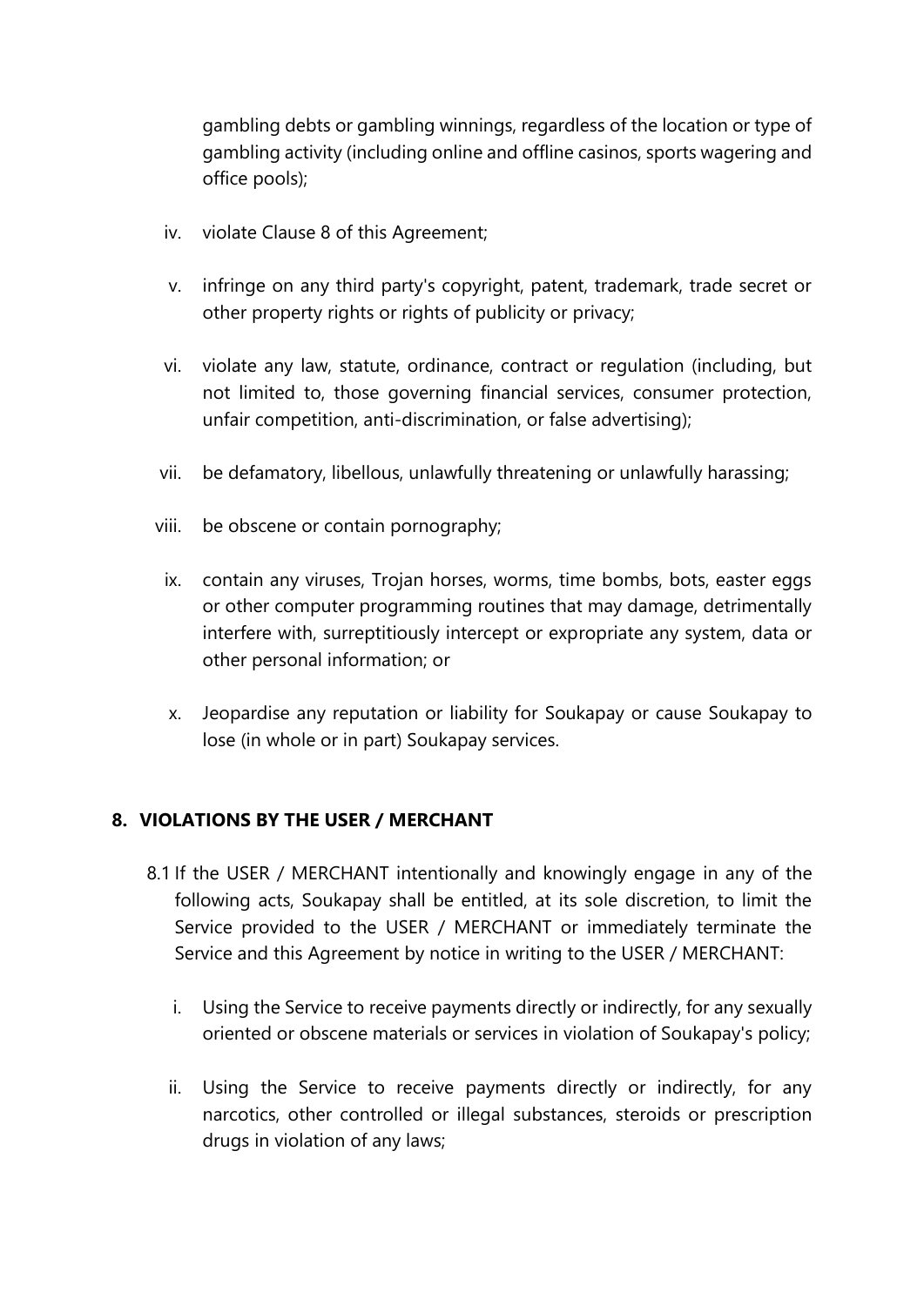gambling debts or gambling winnings, regardless of the location or type of gambling activity (including online and offline casinos, sports wagering and office pools);

iv. violate Clause 8 of this Agreement;

v. infringe on any third party's copyright, patent, trademark, trade secret or other property rights or rights of publicity or privacy;

vi. violate any law, statute, ordinance, contract or regulation (including, but not limited to, those governing financial services, consumer protection, unfair competition, anti-discrimination, or false advertising);

vii. be defamatory, libellous, unlawfully threatening or unlawfully harassing;

viii. be obscene or contain pornography;

ix. contain any viruses, Trojan horses, worms, time bombs, bots, easter eggs or other computer programming routines that may damage, detrimentally interfere with, surreptitiously intercept or expropriate any system, data or other personal information; or

x. Jeopardise any reputation or liability for Soukapay or cause Soukapay to lose (in whole or in part) Soukapay services.

## 8. VIOLATIONS BY THE USER / MERCHANT

8.1 If the USER / MERCHANT intentionally and knowingly engage in any of the following acts, Soukapay shall be entitled, at its sole discretion, to limit the Service provided to the USER / MERCHANT or immediately terminate the Service and this Agreement by notice in writing to the USER / MERCHANT:

i. Using the Service to receive payments directly or indirectly, for any sexually oriented or obscene materials or services in violation of Soukapay's policy;

ii. Using the Service to receive payments directly or indirectly, for any narcotics, other controlled or illegal substances, steroids or prescription drugs in violation of any laws;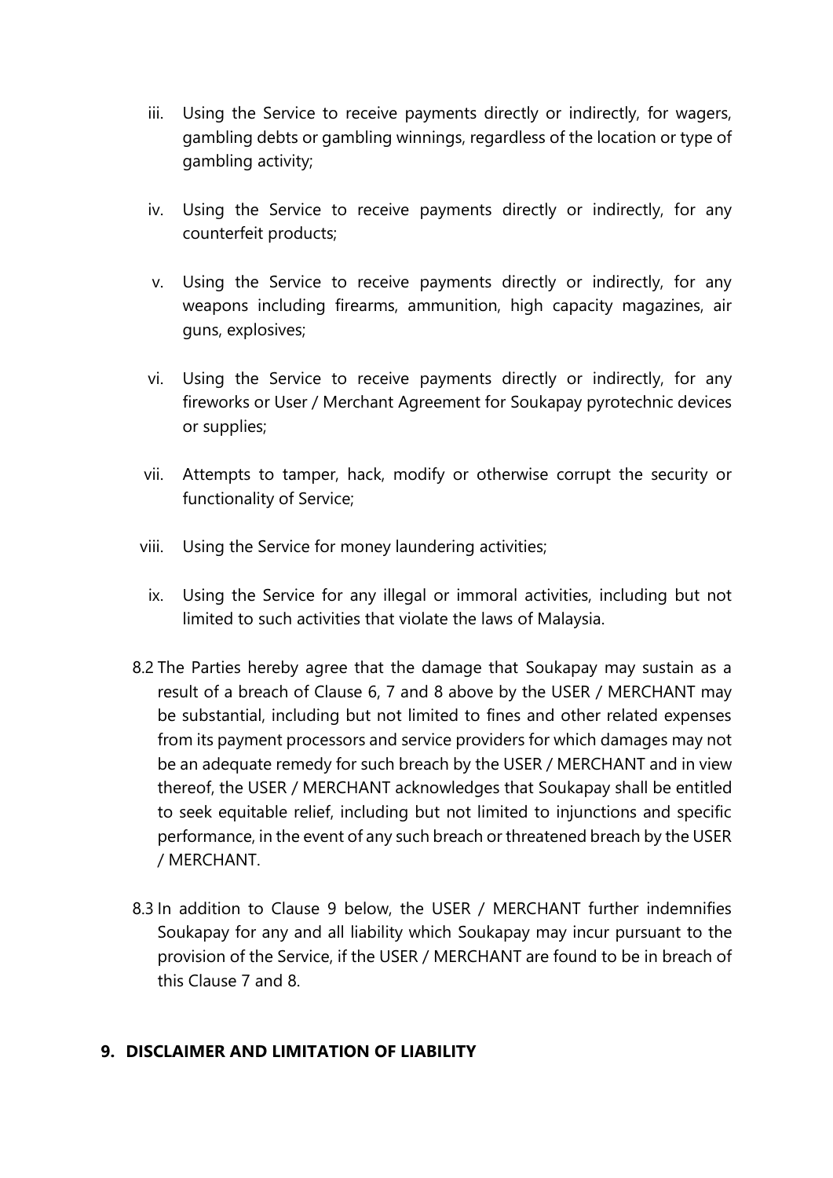iii. Using the Service to receive payments directly or indirectly, for wagers, gambling debts or gambling winnings, regardless of the location or type of gambling activity;

iv. Using the Service to receive payments directly or indirectly, for any counterfeit products;

v. Using the Service to receive payments directly or indirectly, for any weapons including firearms, ammunition, high capacity magazines, air guns, explosives;

vi. Using the Service to receive payments directly or indirectly, for any fireworks or User / Merchant Agreement for Soukapay pyrotechnic devices or supplies;

vii. Attempts to tamper, hack, modify or otherwise corrupt the security or functionality of Service;

viii. Using the Service for money laundering activities;

ix. Using the Service for any illegal or immoral activities, including but not limited to such activities that violate the laws of Malaysia.

8.2 The Parties hereby agree that the damage that Soukapay may sustain as a result of a breach of Clause 6, 7 and 8 above by the USER / MERCHANT may be substantial, including but not limited to fines and other related expenses from its payment processors and service providers for which damages may not be an adequate remedy for such breach by the USER / MERCHANT and in view thereof, the USER / MERCHANT acknowledges that Soukapay shall be entitled to seek equitable relief, including but not limited to injunctions and specific performance, in the event of any such breach or threatened breach by the USER / MERCHANT.

8.3 In addition to Clause 9 below, the USER / MERCHANT further indemnifies Soukapay for any and all liability which Soukapay may incur pursuant to the provision of the Service, if the USER / MERCHANT are found to be in breach of this Clause 7 and 8.

## 9. DISCLAIMER AND LIMITATION OF LIABILITY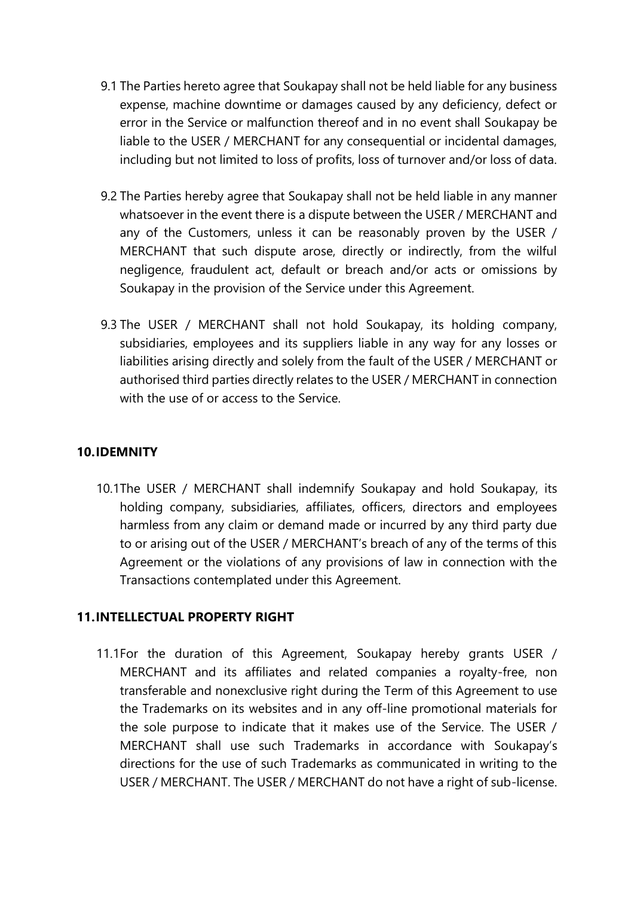9.1 The Parties hereto agree that Soukapay shall not be held liable for any business expense, machine downtime or damages caused by any deficiency, defect or error in the Service or malfunction thereof and in no event shall Soukapay be liable to the USER / MERCHANT for any consequential or incidental damages, including but not limited to loss of profits, loss of turnover and/or loss of data.

9.2 The Parties hereby agree that Soukapay shall not be held liable in any manner whatsoever in the event there is a dispute between the USER / MERCHANT and any of the Customers, unless it can be reasonably proven by the USER / MERCHANT that such dispute arose, directly or indirectly, from the wilful negligence, fraudulent act, default or breach and/or acts or omissions by Soukapay in the provision of the Service under this Agreement.

9.3 The USER / MERCHANT shall not hold Soukapay, its holding company, subsidiaries, employees and its suppliers liable in any way for any losses or liabilities arising directly and solely from the fault of the USER / MERCHANT or authorised third parties directly relates to the USER / MERCHANT in connection with the use of or access to the Service.

## 10. IDEMNITY

10.1 The USER / MERCHANT shall indemnify Soukapay and hold Soukapay, its holding company, subsidiaries, affiliates, officers, directors and employees harmless from any claim or demand made or incurred by any third party due to or arising out of the USER / MERCHANT's breach of any of the terms of this Agreement or the violations of any provisions of law in connection with the Transactions contemplated under this Agreement.

## 11. INTELLECTUAL PROPERTY RIGHT

11.1 For the duration of this Agreement, Soukapay hereby grants USER / MERCHANT and its affiliates and related companies a royalty-free, non transferable and nonexclusive right during the Term of this Agreement to use the Trademarks on its websites and in any off-line promotional materials for the sole purpose to indicate that it makes use of the Service. The USER / MERCHANT shall use such Trademarks in accordance with Soukapay's directions for the use of such Trademarks as communicated in writing to the USER / MERCHANT. The USER / MERCHANT do not have a right of sub-license.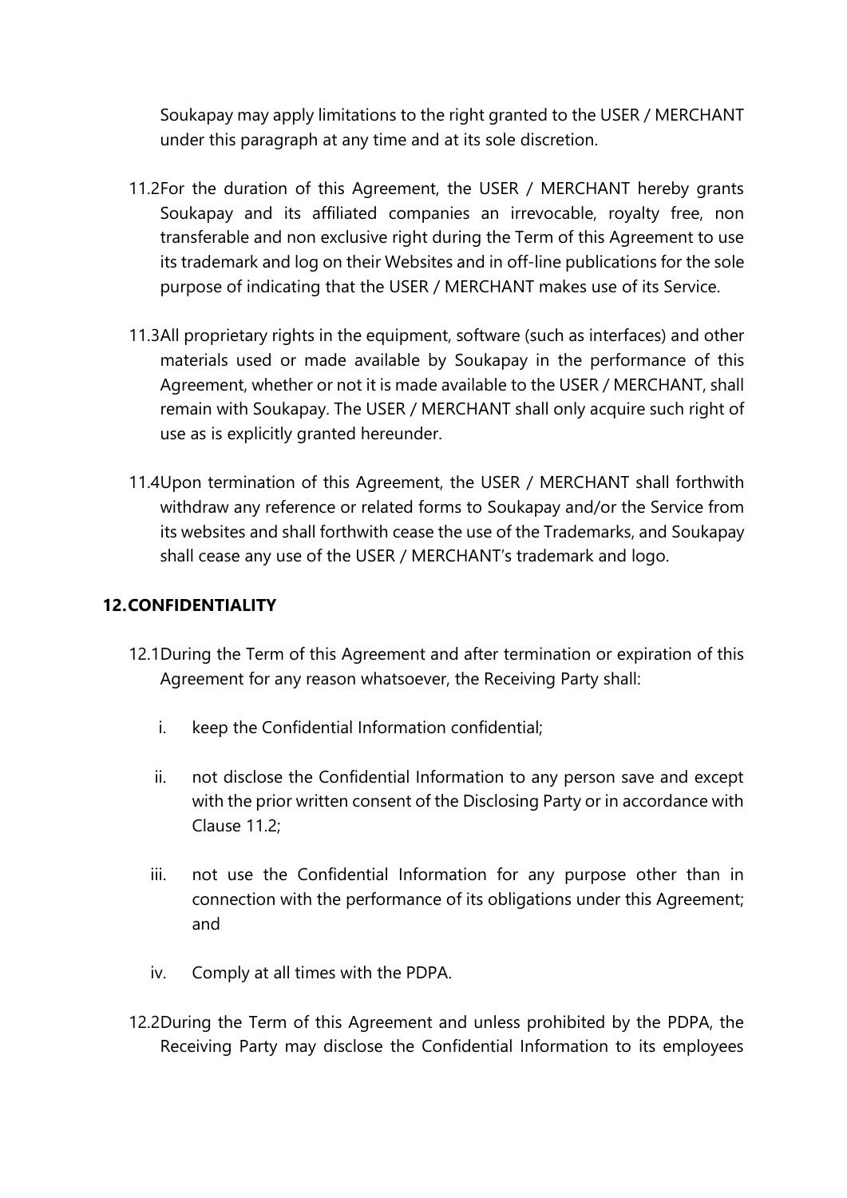Soukapay may apply limitations to the right granted to the USER / MERCHANT under this paragraph at any time and at its sole discretion.

11.2 For the duration of this Agreement, the USER / MERCHANT hereby grants Soukapay and its affiliated companies an irrevocable, royalty free, non transferable and non exclusive right during the Term of this Agreement to use its trademark and log on their Websites and in off-line publications for the sole purpose of indicating that the USER / MERCHANT makes use of its Service.

11.3 All proprietary rights in the equipment, software (such as interfaces) and other materials used or made available by Soukapay in the performance of this Agreement, whether or not it is made available to the USER / MERCHANT, shall remain with Soukapay. The USER / MERCHANT shall only acquire such right of use as is explicitly granted hereunder.

11.4 Upon termination of this Agreement, the USER / MERCHANT shall forthwith withdraw any reference or related forms to Soukapay and/or the Service from its websites and shall forthwith cease the use of the Trademarks, and Soukapay shall cease any use of the USER / MERCHANT's trademark and logo.

## 12. CONFIDENTIALITY

12.1 During the Term of this Agreement and after termination or expiration of this Agreement for any reason whatsoever, the Receiving Party shall:

i. keep the Confidential Information confidential;

ii. not disclose the Confidential Information to any person save and except with the prior written consent of the Disclosing Party or in accordance with Clause 11.2;

iii. not use the Confidential Information for any purpose other than in connection with the performance of its obligations under this Agreement; and

iv. Comply at all times with the PDPA.

12.2 During the Term of this Agreement and unless prohibited by the PDPA, the Receiving Party may disclose the Confidential Information to its employees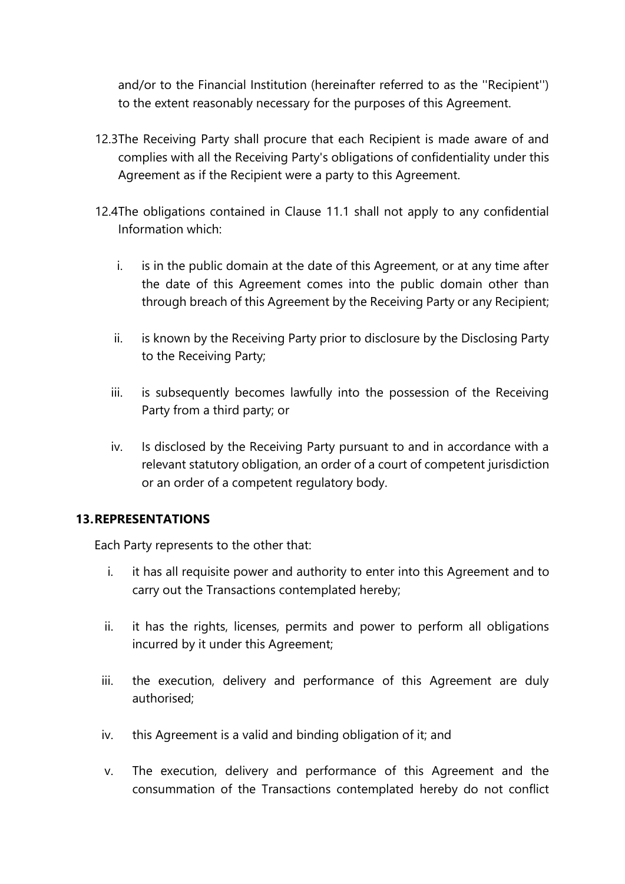and/or to the Financial Institution (hereinafter referred to as the ''Recipient'') to the extent reasonably necessary for the purposes of this Agreement.

12.3 The Receiving Party shall procure that each Recipient is made aware of and complies with all the Receiving Party's obligations of confidentiality under this Agreement as if the Recipient were a party to this Agreement.

12.4 The obligations contained in Clause 11.1 shall not apply to any confidential Information which:

i. is in the public domain at the date of this Agreement, or at any time after the date of this Agreement comes into the public domain other than through breach of this Agreement by the Receiving Party or any Recipient;

ii. is known by the Receiving Party prior to disclosure by the Disclosing Party to the Receiving Party;

iii. is subsequently becomes lawfully into the possession of the Receiving Party from a third party; or

iv. Is disclosed by the Receiving Party pursuant to and in accordance with a relevant statutory obligation, an order of a court of competent jurisdiction or an order of a competent regulatory body.

## 13. REPRESENTATIONS

Each Party represents to the other that:

i. it has all requisite power and authority to enter into this Agreement and to carry out the Transactions contemplated hereby;

ii. it has the rights, licenses, permits and power to perform all obligations incurred by it under this Agreement;

iii. the execution, delivery and performance of this Agreement are duly authorised;

iv. this Agreement is a valid and binding obligation of it; and

v. The execution, delivery and performance of this Agreement and the consummation of the Transactions contemplated hereby do not conflict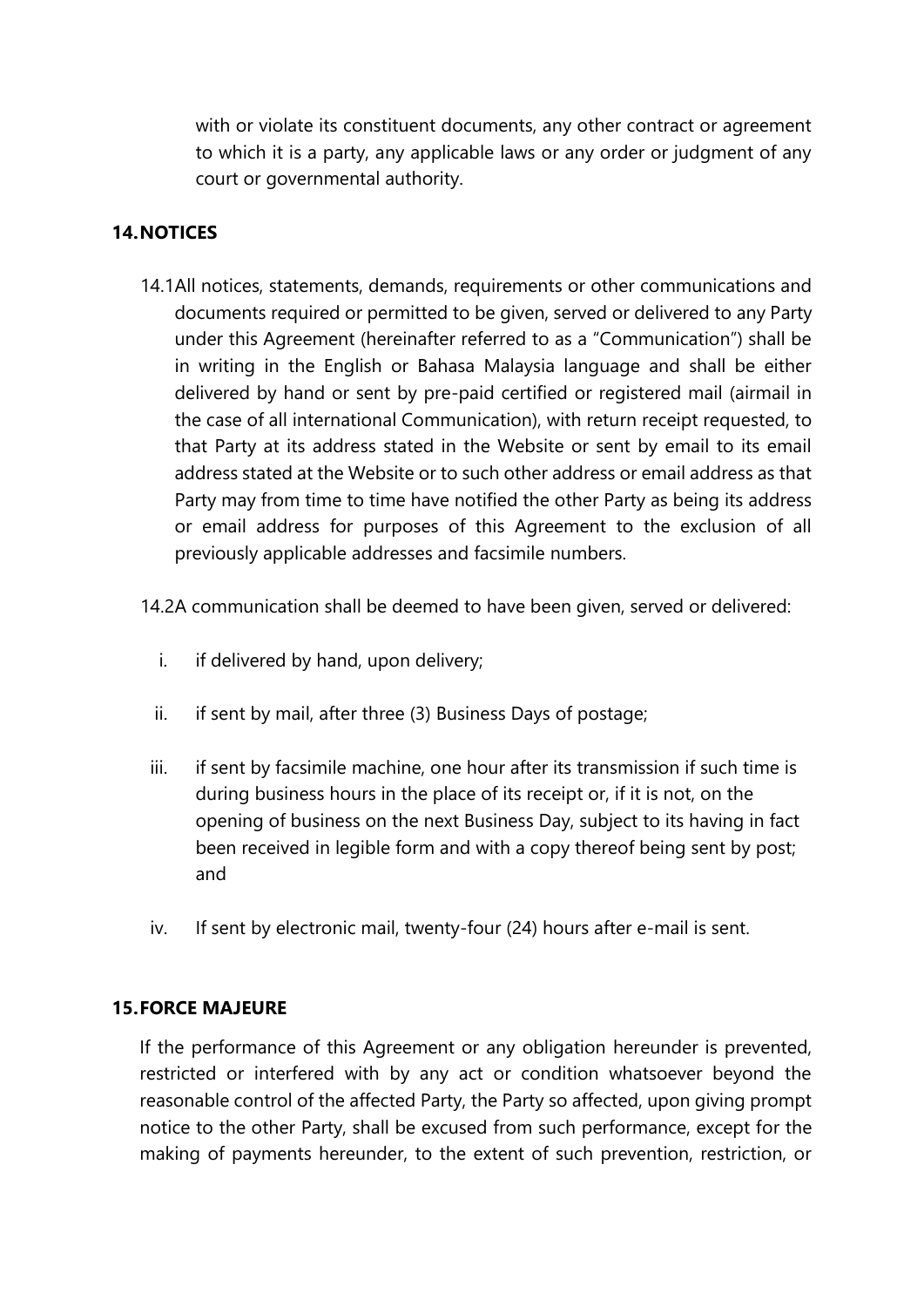with or violate its constituent documents, any other contract or agreement to which it is a party, any applicable laws or any order or judgment of any court or governmental authority.

## 14. NOTICES

14.1 All notices, statements, demands, requirements or other communications and documents required or permitted to be given, served or delivered to any Party under this Agreement (hereinafter referred to as a "Communication") shall be in writing in the English or Bahasa Malaysia language and shall be either delivered by hand or sent by pre-paid certified or registered mail (airmail in the case of all international Communication), with return receipt requested, to that Party at its address stated in the Website or sent by email to its email address stated at the Website or to such other address or email address as that Party may from time to time have notified the other Party as being its address or email address for purposes of this Agreement to the exclusion of all previously applicable addresses and facsimile numbers.

14.2 A communication shall be deemed to have been given, served or delivered:

i. if delivered by hand, upon delivery;

ii. if sent by mail, after three (3) Business Days of postage;

iii. if sent by facsimile machine, one hour after its transmission if such time is during business hours in the place of its receipt or, if it is not, on the opening of business on the next Business Day, subject to its having in fact been received in legible form and with a copy thereof being sent by post; and

iv. If sent by electronic mail, twenty-four (24) hours after e-mail is sent.

## 15. FORCE MAJEURE

If the performance of this Agreement or any obligation hereunder is prevented, restricted or interfered with by any act or condition whatsoever beyond the reasonable control of the affected Party, the Party so affected, upon giving prompt notice to the other Party, shall be excused from such performance, except for the making of payments hereunder, to the extent of such prevention, restriction, or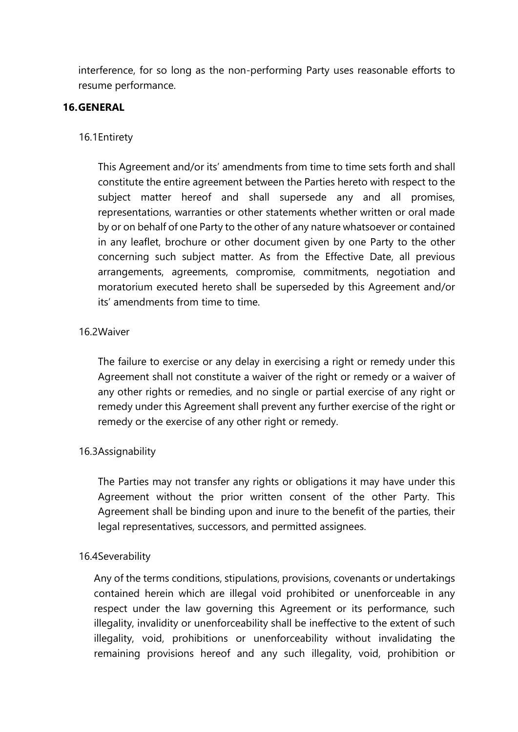interference, for so long as the non-performing Party uses reasonable efforts to resume performance.

## 16. GENERAL

### 16.1 Entirety

This Agreement and/or its' amendments from time to time sets forth and shall constitute the entire agreement between the Parties hereto with respect to the subject matter hereof and shall supersede any and all promises, representations, warranties or other statements whether written or oral made by or on behalf of one Party to the other of any nature whatsoever or contained in any leaflet, brochure or other document given by one Party to the other concerning such subject matter. As from the Effective Date, all previous arrangements, agreements, compromise, commitments, negotiation and moratorium executed hereto shall be superseded by this Agreement and/or its' amendments from time to time.

### 16.2 Waiver

The failure to exercise or any delay in exercising a right or remedy under this Agreement shall not constitute a waiver of the right or remedy or a waiver of any other rights or remedies, and no single or partial exercise of any right or remedy under this Agreement shall prevent any further exercise of the right or remedy or the exercise of any other right or remedy.

### 16.3 Assignability

The Parties may not transfer any rights or obligations it may have under this Agreement without the prior written consent of the other Party. This Agreement shall be binding upon and inure to the benefit of the parties, their legal representatives, successors, and permitted assignees.

### 16.4 Severability

Any of the terms conditions, stipulations, provisions, covenants or undertakings contained herein which are illegal void prohibited or unenforceable in any respect under the law governing this Agreement or its performance, such illegality, invalidity or unenforceability shall be ineffective to the extent of such illegality, void, prohibitions or unenforceability without invalidating the remaining provisions hereof and any such illegality, void, prohibition or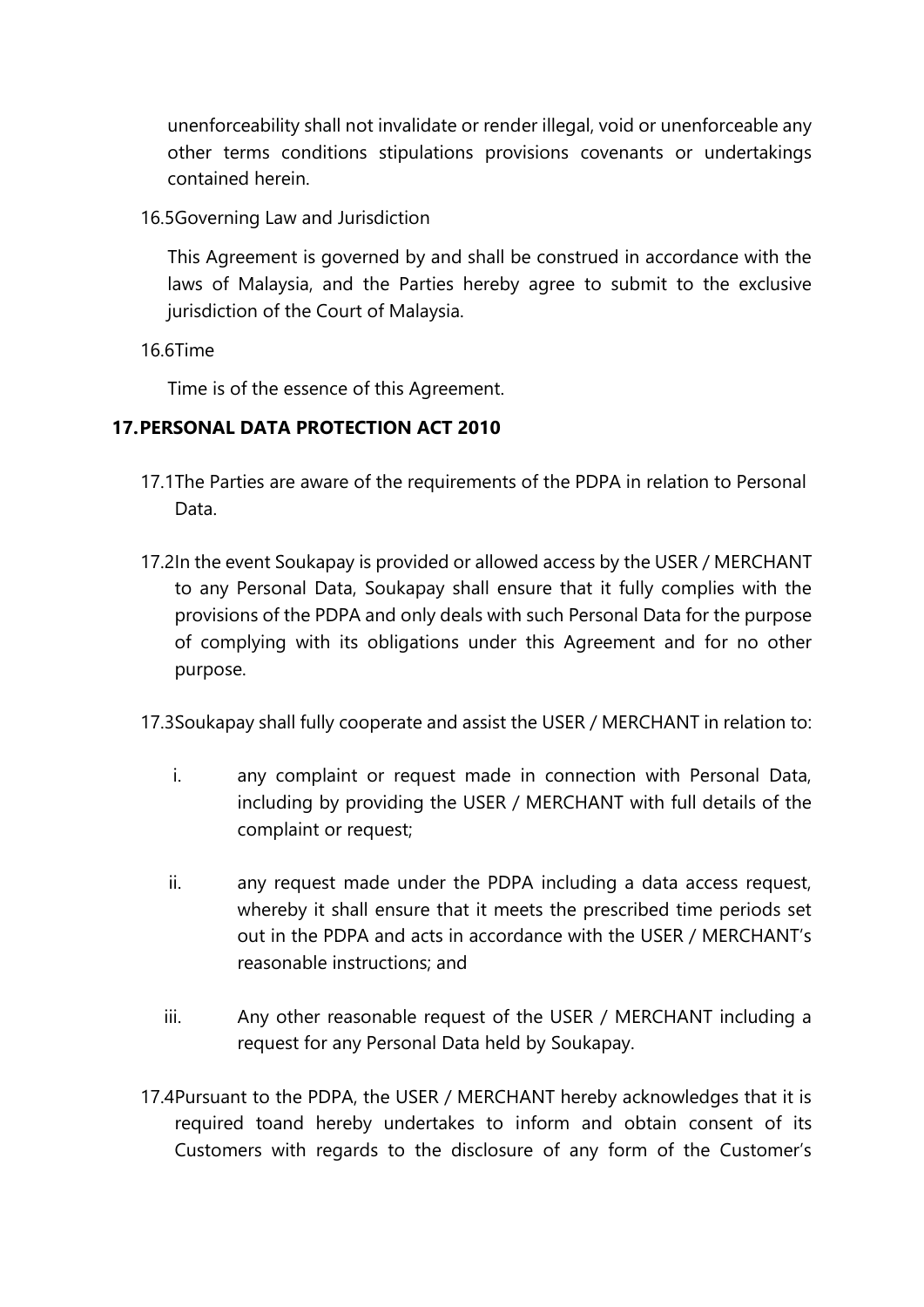unenforceability shall not invalidate or render illegal, void or unenforceable any other terms conditions stipulations provisions covenants or undertakings contained herein.

16.5 Governing Law and Jurisdiction

This Agreement is governed by and shall be construed in accordance with the laws of Malaysia, and the Parties hereby agree to submit to the exclusive jurisdiction of the Court of Malaysia.

16.6 Time

Time is of the essence of this Agreement.

## 17. PERSONAL DATA PROTECTION ACT 2010

17.1 The Parties are aware of the requirements of the PDPA in relation to Personal Data.

17.2 In the event Soukapay is provided or allowed access by the USER / MERCHANT to any Personal Data, Soukapay shall ensure that it fully complies with the provisions of the PDPA and only deals with such Personal Data for the purpose of complying with its obligations under this Agreement and for no other purpose.

17.3 Soukapay shall fully cooperate and assist the USER / MERCHANT in relation to:

i. any complaint or request made in connection with Personal Data, including by providing the USER / MERCHANT with full details of the complaint or request;

ii. any request made under the PDPA including a data access request, whereby it shall ensure that it meets the prescribed time periods set out in the PDPA and acts in accordance with the USER / MERCHANT's reasonable instructions; and

iii. Any other reasonable request of the USER / MERCHANT including a request for any Personal Data held by Soukapay.

17.4 Pursuant to the PDPA, the USER / MERCHANT hereby acknowledges that it is required toand hereby undertakes to inform and obtain consent of its Customers with regards to the disclosure of any form of the Customer's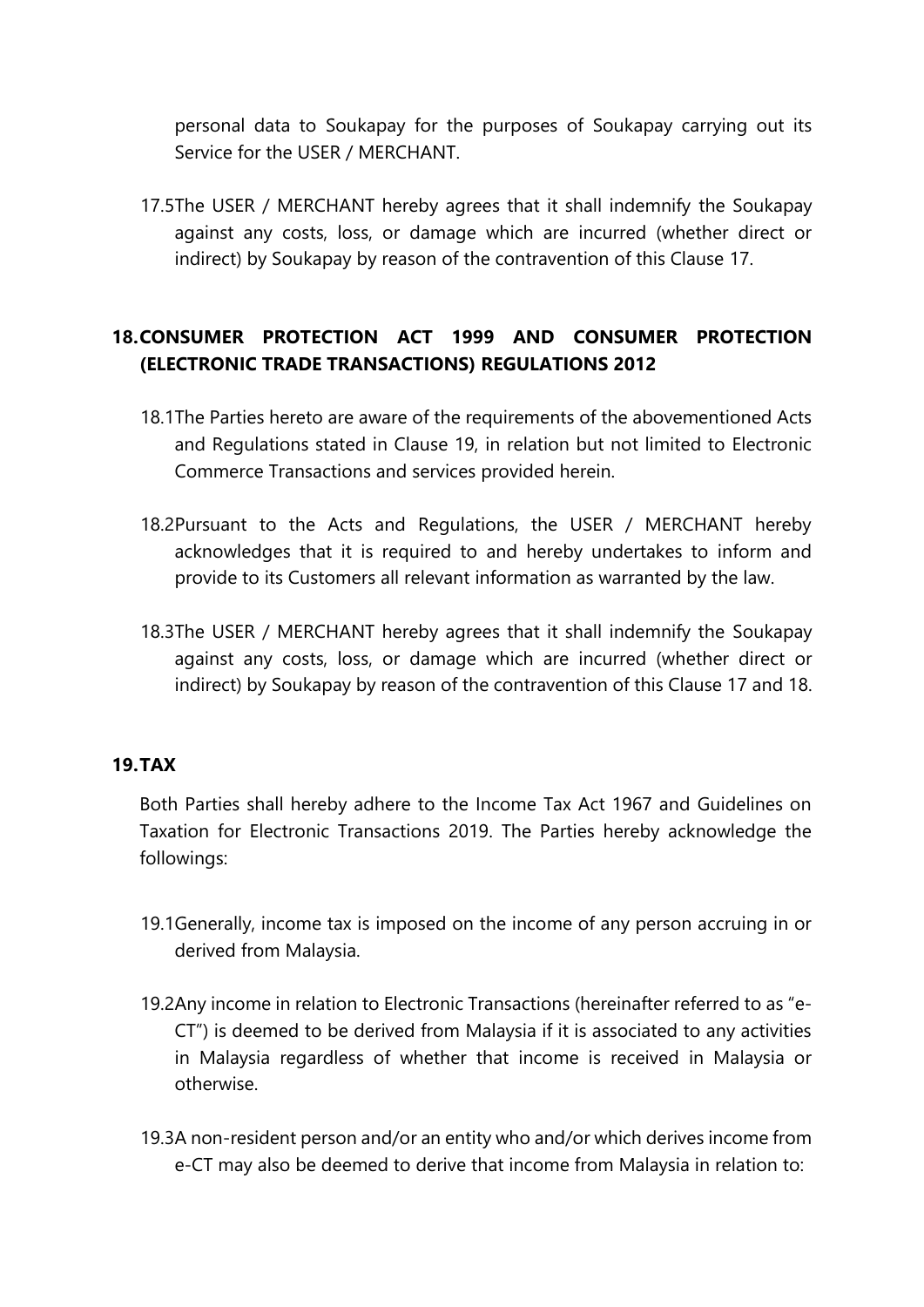personal data to Soukapay for the purposes of Soukapay carrying out its Service for the USER / MERCHANT.

17.5 The USER / MERCHANT hereby agrees that it shall indemnify the Soukapay against any costs, loss, or damage which are incurred (whether direct or indirect) by Soukapay by reason of the contravention of this Clause 17.

## 18. CONSUMER PROTECTION ACT 1999 AND CONSUMER PROTECTION (ELECTRONIC TRADE TRANSACTIONS) REGULATIONS 2012

18.1 The Parties hereto are aware of the requirements of the abovementioned Acts and Regulations stated in Clause 19, in relation but not limited to Electronic Commerce Transactions and services provided herein.

18.2 Pursuant to the Acts and Regulations, the USER / MERCHANT hereby acknowledges that it is required to and hereby undertakes to inform and provide to its Customers all relevant information as warranted by the law.

18.3 The USER / MERCHANT hereby agrees that it shall indemnify the Soukapay against any costs, loss, or damage which are incurred (whether direct or indirect) by Soukapay by reason of the contravention of this Clause 17 and 18.

## 19. TAX

Both Parties shall hereby adhere to the Income Tax Act 1967 and Guidelines on Taxation for Electronic Transactions 2019. The Parties hereby acknowledge the followings:

19.1 Generally, income tax is imposed on the income of any person accruing in or derived from Malaysia.

19.2 Any income in relation to Electronic Transactions (hereinafter referred to as "e-CT") is deemed to be derived from Malaysia if it is associated to any activities in Malaysia regardless of whether that income is received in Malaysia or otherwise.

19.3 A non-resident person and/or an entity who and/or which derives income from e-CT may also be deemed to derive that income from Malaysia in relation to: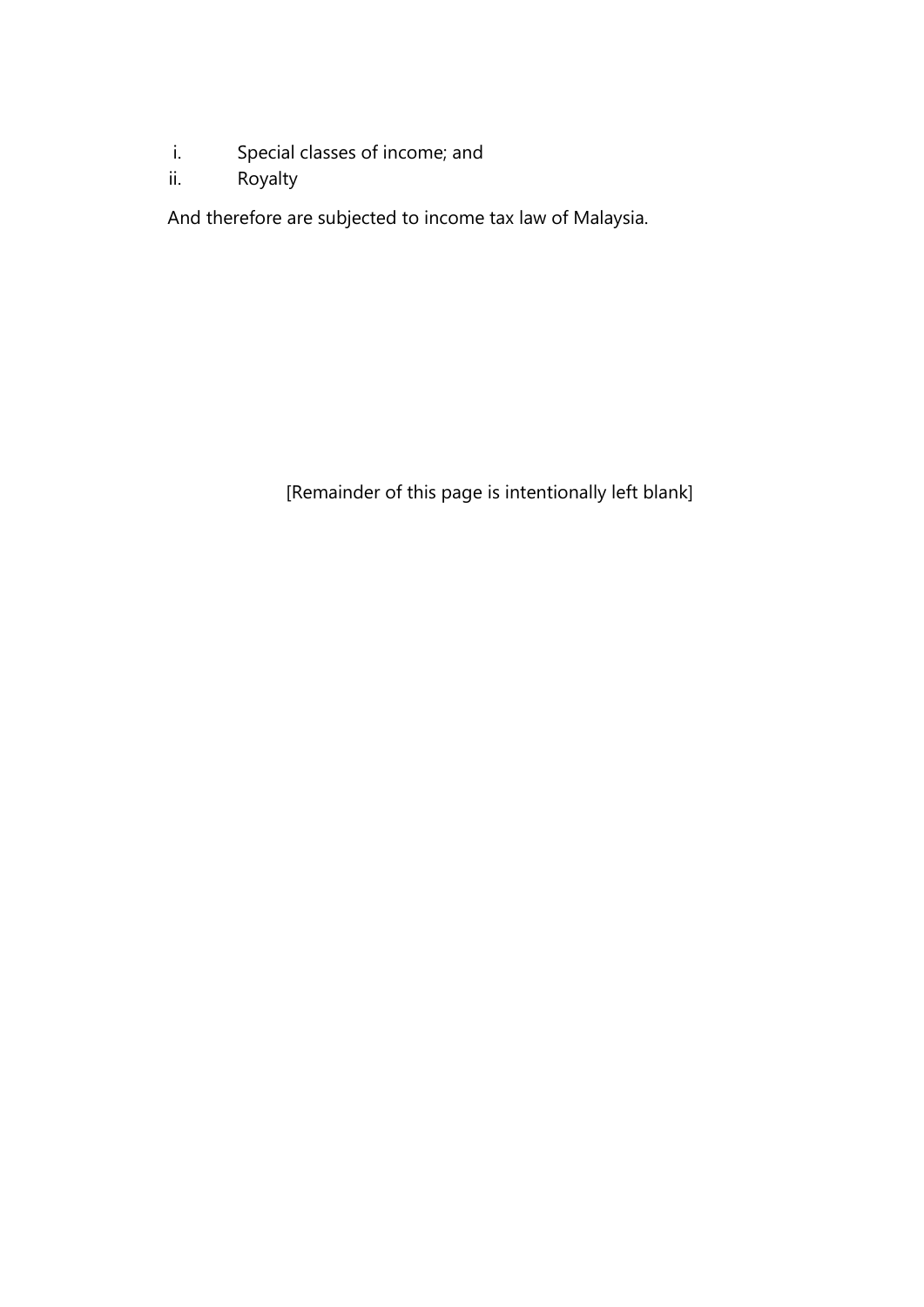i. Special classes of income; and
ii. Royalty

And therefore are subjected to income tax law of Malaysia.

[Remainder of this page is intentionally left blank]